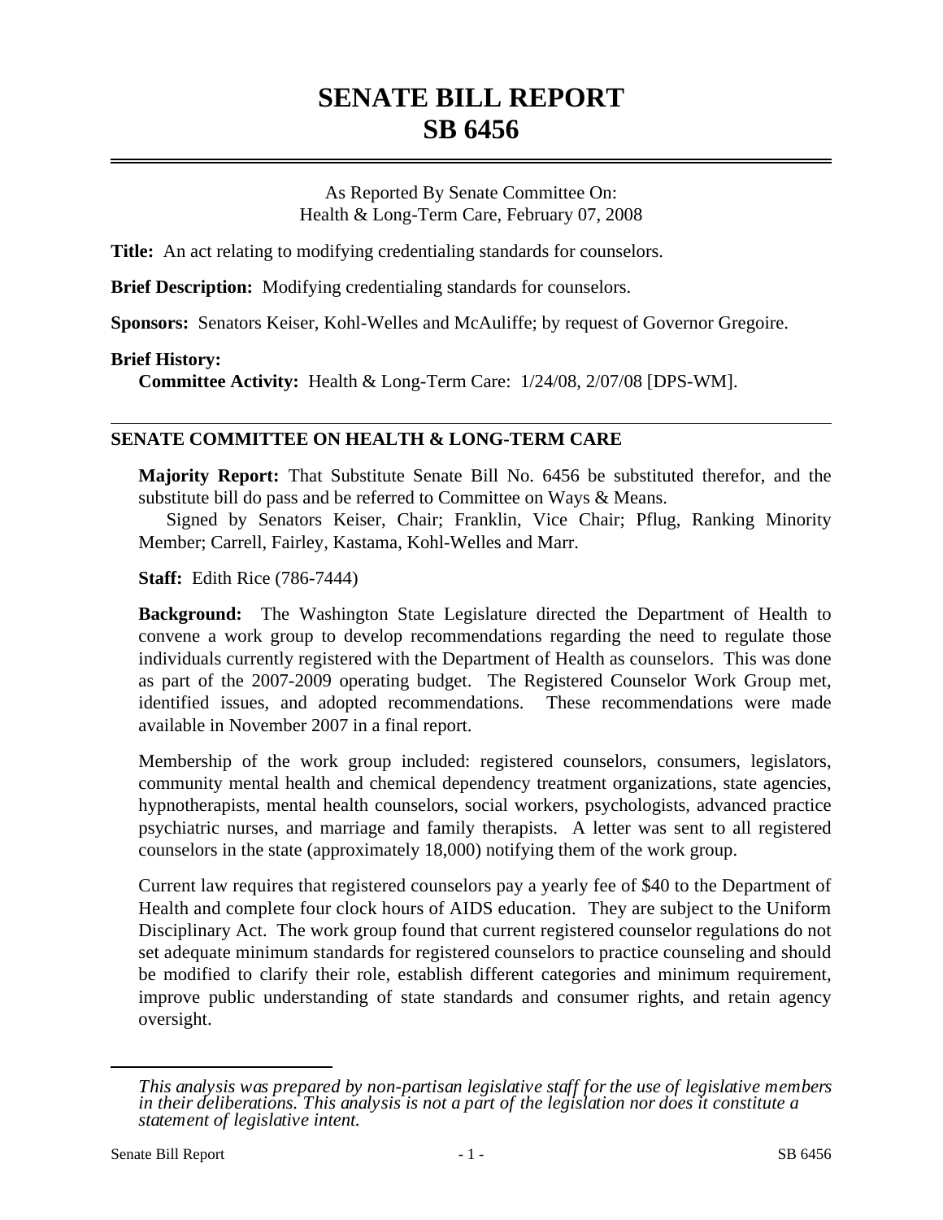# SENATE BILL REPORT
# SB 6456

As Reported By Senate Committee On:
Health & Long-Term Care, February 07, 2008

**Title:** An act relating to modifying credentialing standards for counselors.

**Brief Description:** Modifying credentialing standards for counselors.

**Sponsors:** Senators Keiser, Kohl-Welles and McAuliffe; by request of Governor Gregoire.

**Brief History:**

**Committee Activity:** Health & Long-Term Care: 1/24/08, 2/07/08 [DPS-WM].

---

## SENATE COMMITTEE ON HEALTH & LONG-TERM CARE

**Majority Report:** That Substitute Senate Bill No. 6456 be substituted therefor, and the substitute bill do pass and be referred to Committee on Ways & Means.

Signed by Senators Keiser, Chair; Franklin, Vice Chair; Pflug, Ranking Minority Member; Carrell, Fairley, Kastama, Kohl-Welles and Marr.

**Staff:** Edith Rice (786-7444)

**Background:** The Washington State Legislature directed the Department of Health to convene a work group to develop recommendations regarding the need to regulate those individuals currently registered with the Department of Health as counselors. This was done as part of the 2007-2009 operating budget. The Registered Counselor Work Group met, identified issues, and adopted recommendations. These recommendations were made available in November 2007 in a final report.

Membership of the work group included: registered counselors, consumers, legislators, community mental health and chemical dependency treatment organizations, state agencies, hypnotherapists, mental health counselors, social workers, psychologists, advanced practice psychiatric nurses, and marriage and family therapists. A letter was sent to all registered counselors in the state (approximately 18,000) notifying them of the work group.

Current law requires that registered counselors pay a yearly fee of $40 to the Department of Health and complete four clock hours of AIDS education. They are subject to the Uniform Disciplinary Act. The work group found that current registered counselor regulations do not set adequate minimum standards for registered counselors to practice counseling and should be modified to clarify their role, establish different categories and minimum requirement, improve public understanding of state standards and consumer rights, and retain agency oversight.

---

*This analysis was prepared by non-partisan legislative staff for the use of legislative members in their deliberations. This analysis is not a part of the legislation nor does it constitute a statement of legislative intent.*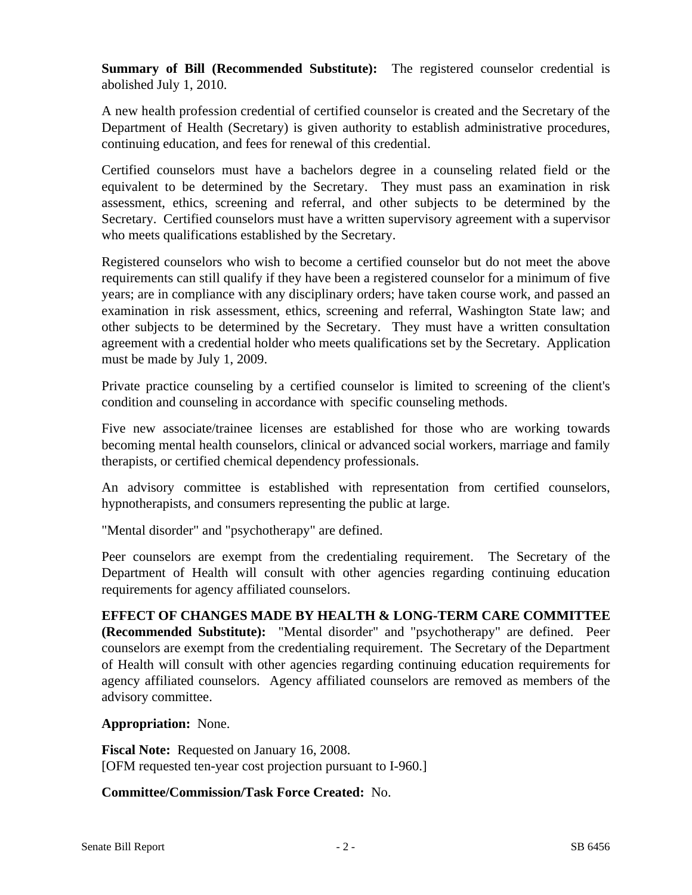**Summary of Bill (Recommended Substitute):** The registered counselor credential is abolished July 1, 2010.

A new health profession credential of certified counselor is created and the Secretary of the Department of Health (Secretary) is given authority to establish administrative procedures, continuing education, and fees for renewal of this credential.

Certified counselors must have a bachelors degree in a counseling related field or the equivalent to be determined by the Secretary. They must pass an examination in risk assessment, ethics, screening and referral, and other subjects to be determined by the Secretary. Certified counselors must have a written supervisory agreement with a supervisor who meets qualifications established by the Secretary.

Registered counselors who wish to become a certified counselor but do not meet the above requirements can still qualify if they have been a registered counselor for a minimum of five years; are in compliance with any disciplinary orders; have taken course work, and passed an examination in risk assessment, ethics, screening and referral, Washington State law; and other subjects to be determined by the Secretary. They must have a written consultation agreement with a credential holder who meets qualifications set by the Secretary. Application must be made by July 1, 2009.

Private practice counseling by a certified counselor is limited to screening of the client's condition and counseling in accordance with specific counseling methods.

Five new associate/trainee licenses are established for those who are working towards becoming mental health counselors, clinical or advanced social workers, marriage and family therapists, or certified chemical dependency professionals.

An advisory committee is established with representation from certified counselors, hypnotherapists, and consumers representing the public at large.

"Mental disorder" and "psychotherapy" are defined.

Peer counselors are exempt from the credentialing requirement. The Secretary of the Department of Health will consult with other agencies regarding continuing education requirements for agency affiliated counselors.

**EFFECT OF CHANGES MADE BY HEALTH & LONG-TERM CARE COMMITTEE (Recommended Substitute):** "Mental disorder" and "psychotherapy" are defined. Peer counselors are exempt from the credentialing requirement. The Secretary of the Department of Health will consult with other agencies regarding continuing education requirements for agency affiliated counselors. Agency affiliated counselors are removed as members of the advisory committee.

**Appropriation:** None.

**Fiscal Note:** Requested on January 16, 2008.
[OFM requested ten-year cost projection pursuant to I-960.]

**Committee/Commission/Task Force Created:** No.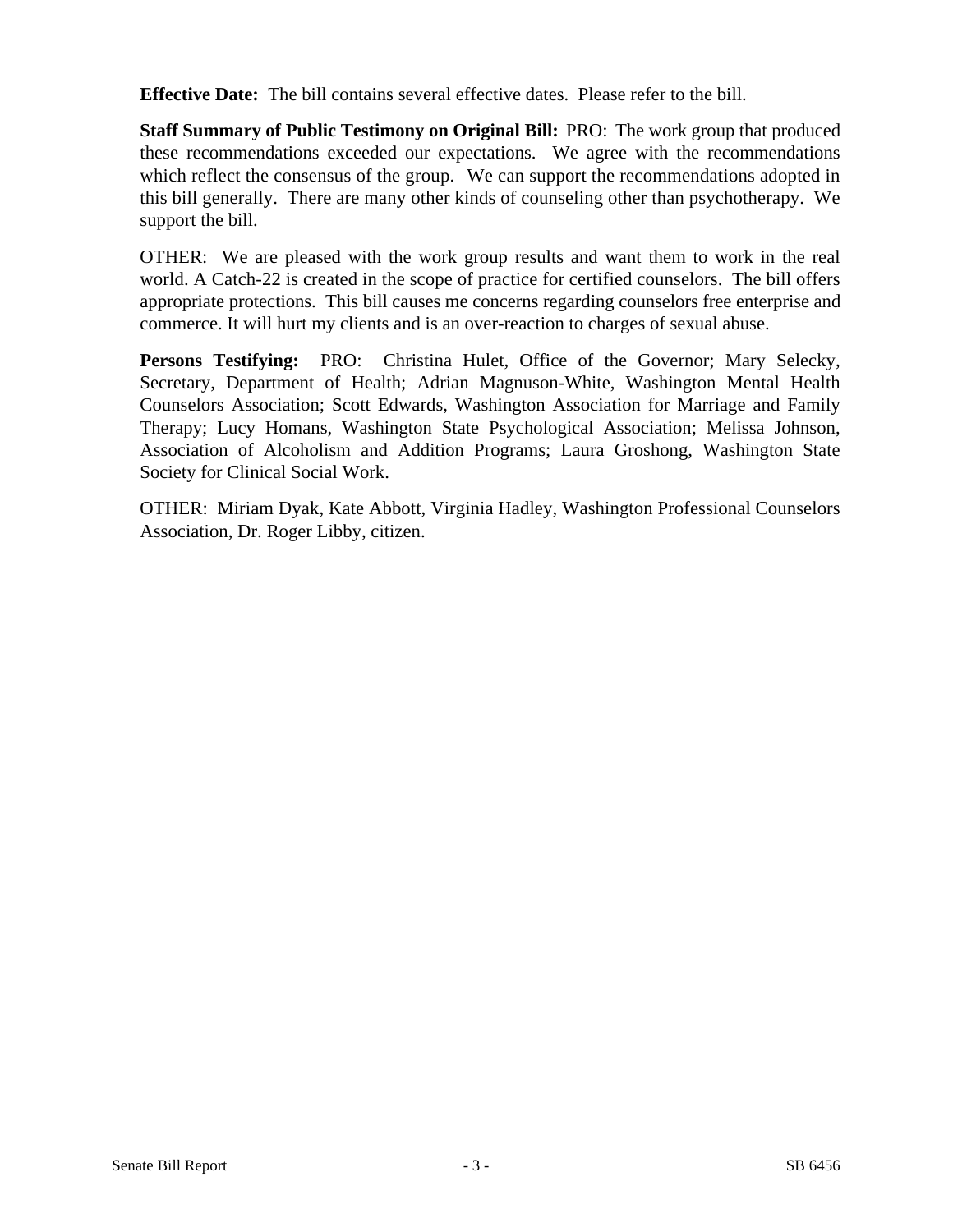**Effective Date:** The bill contains several effective dates. Please refer to the bill.

**Staff Summary of Public Testimony on Original Bill:** PRO: The work group that produced these recommendations exceeded our expectations. We agree with the recommendations which reflect the consensus of the group. We can support the recommendations adopted in this bill generally. There are many other kinds of counseling other than psychotherapy. We support the bill.

OTHER: We are pleased with the work group results and want them to work in the real world. A Catch-22 is created in the scope of practice for certified counselors. The bill offers appropriate protections. This bill causes me concerns regarding counselors free enterprise and commerce. It will hurt my clients and is an over-reaction to charges of sexual abuse.

**Persons Testifying:** PRO: Christina Hulet, Office of the Governor; Mary Selecky, Secretary, Department of Health; Adrian Magnuson-White, Washington Mental Health Counselors Association; Scott Edwards, Washington Association for Marriage and Family Therapy; Lucy Homans, Washington State Psychological Association; Melissa Johnson, Association of Alcoholism and Addition Programs; Laura Groshong, Washington State Society for Clinical Social Work.

OTHER: Miriam Dyak, Kate Abbott, Virginia Hadley, Washington Professional Counselors Association, Dr. Roger Libby, citizen.